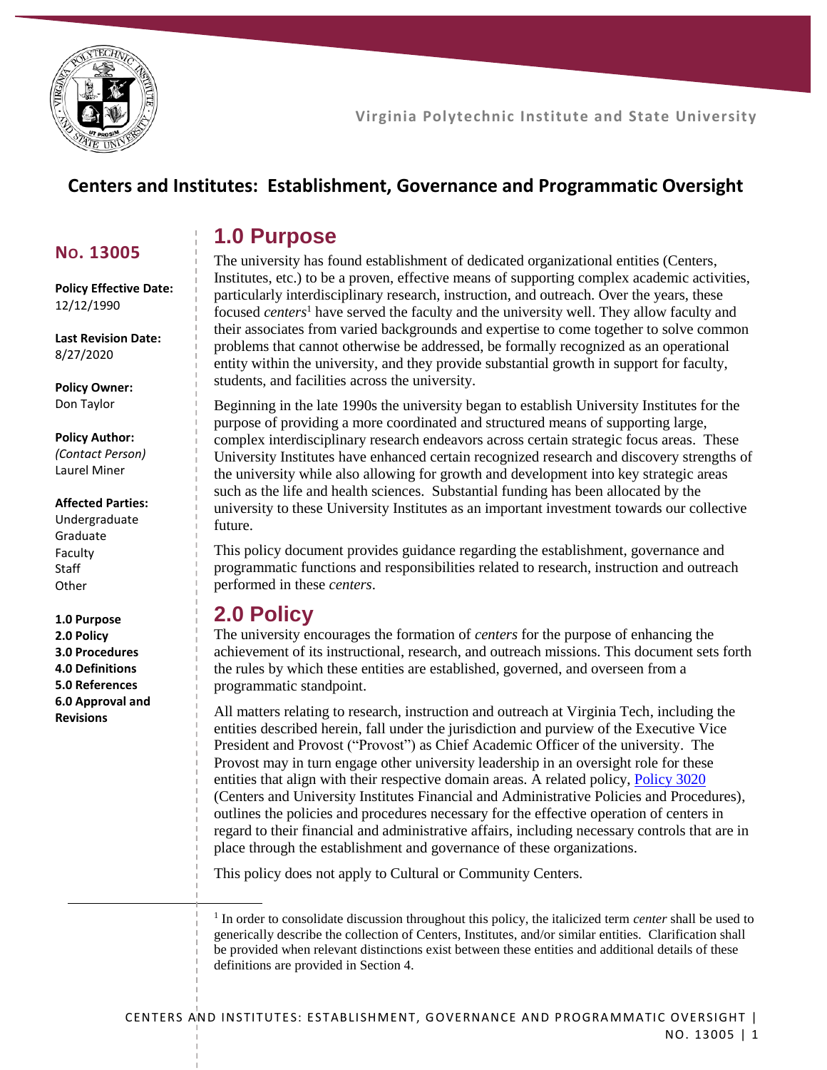Virginia Polytechnic Institute and State University

# Centers and Institutes: Establishment, Governance and Programmatic Oversight

**No. 13005**

**Policy Effective Date:**
12/12/1990

**Last Revision Date:**
8/27/2020

**Policy Owner:**
Don Taylor

**Policy Author:**
*(Contact Person)*
Laurel Miner

**Affected Parties:**
Undergraduate
Graduate
Faculty
Staff
Other

**1.0 Purpose**
**2.0 Policy**
**3.0 Procedures**
**4.0 Definitions**
**5.0 References**
**6.0 Approval and Revisions**

## 1.0 Purpose

The university has found establishment of dedicated organizational entities (Centers, Institutes, etc.) to be a proven, effective means of supporting complex academic activities, particularly interdisciplinary research, instruction, and outreach. Over the years, these focused *centers*[1] have served the faculty and the university well. They allow faculty and their associates from varied backgrounds and expertise to come together to solve common problems that cannot otherwise be addressed, be formally recognized as an operational entity within the university, and they provide substantial growth in support for faculty, students, and facilities across the university.

Beginning in the late 1990s the university began to establish University Institutes for the purpose of providing a more coordinated and structured means of supporting large, complex interdisciplinary research endeavors across certain strategic focus areas. These University Institutes have enhanced certain recognized research and discovery strengths of the university while also allowing for growth and development into key strategic areas such as the life and health sciences. Substantial funding has been allocated by the university to these University Institutes as an important investment towards our collective future.

This policy document provides guidance regarding the establishment, governance and programmatic functions and responsibilities related to research, instruction and outreach performed in these *centers*.

## 2.0 Policy

The university encourages the formation of *centers* for the purpose of enhancing the achievement of its instructional, research, and outreach missions. This document sets forth the rules by which these entities are established, governed, and overseen from a programmatic standpoint.

All matters relating to research, instruction and outreach at Virginia Tech, including the entities described herein, fall under the jurisdiction and purview of the Executive Vice President and Provost ("Provost") as Chief Academic Officer of the university. The Provost may in turn engage other university leadership in an oversight role for these entities that align with their respective domain areas. A related policy, Policy 3020 (Centers and University Institutes Financial and Administrative Policies and Procedures), outlines the policies and procedures necessary for the effective operation of centers in regard to their financial and administrative affairs, including necessary controls that are in place through the establishment and governance of these organizations.

This policy does not apply to Cultural or Community Centers.

[1] In order to consolidate discussion throughout this policy, the italicized term *center* shall be used to generically describe the collection of Centers, Institutes, and/or similar entities. Clarification shall be provided when relevant distinctions exist between these entities and additional details of these definitions are provided in Section 4.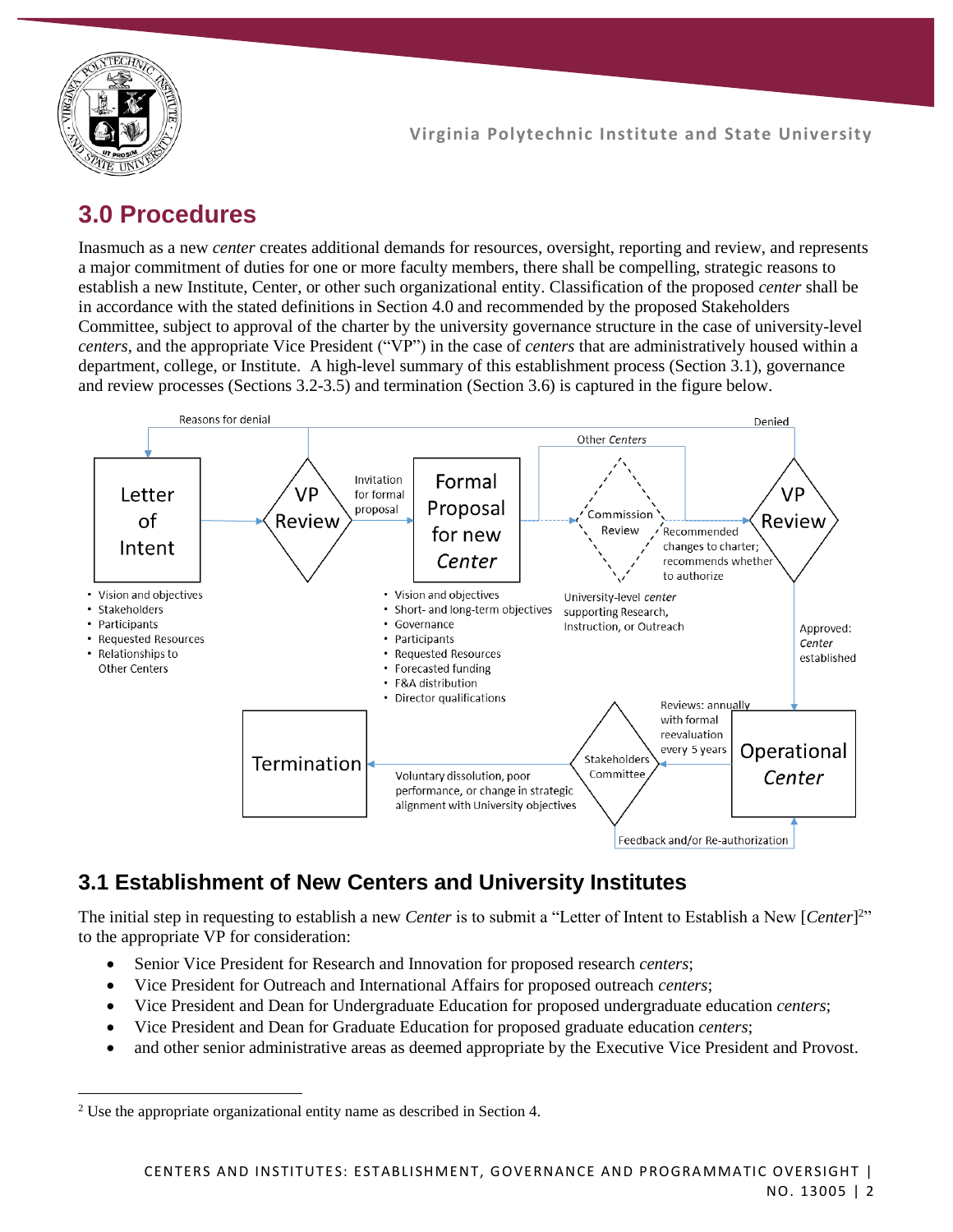## 3.0 Procedures

Inasmuch as a new *center* creates additional demands for resources, oversight, reporting and review, and represents a major commitment of duties for one or more faculty members, there shall be compelling, strategic reasons to establish a new Institute, Center, or other such organizational entity. Classification of the proposed *center* shall be in accordance with the stated definitions in Section 4.0 and recommended by the proposed Stakeholders Committee, subject to approval of the charter by the university governance structure in the case of university-level *centers*, and the appropriate Vice President ("VP") in the case of *centers* that are administratively housed within a department, college, or Institute. A high-level summary of this establishment process (Section 3.1), governance and review processes (Sections 3.2-3.5) and termination (Section 3.6) is captured in the figure below.

Letter of Intent
- Vision and objectives
- Stakeholders
- Participants
- Requested Resources
- Relationships to Other Centers

VP Review — Invitation for formal proposal; Reasons for denial

Formal Proposal for new *Center*
- Vision and objectives
- Short- and long-term objectives
- Governance
- Participants
- Requested Resources
- Forecasted funding
- F&A distribution
- Director qualifications

Commission Review — University-level *center* supporting Research, Instruction, or Outreach; Other *Centers*; Recommended changes to charter; recommends whether to authorize

VP Review — Denied; Approved: *Center* established

Operational *Center* — Reviews: annually with formal reevaluation every 5 years; Feedback and/or Re-authorization

Stakeholders Committee — Voluntary dissolution, poor performance, or change in strategic alignment with University objectives

Termination

### 3.1 Establishment of New Centers and University Institutes

The initial step in requesting to establish a new *Center* is to submit a "Letter of Intent to Establish a New [*Center*][2]" to the appropriate VP for consideration:

- Senior Vice President for Research and Innovation for proposed research *centers*;
- Vice President for Outreach and International Affairs for proposed outreach *centers*;
- Vice President and Dean for Undergraduate Education for proposed undergraduate education *centers*;
- Vice President and Dean for Graduate Education for proposed graduate education *centers*;
- and other senior administrative areas as deemed appropriate by the Executive Vice President and Provost.

[2] Use the appropriate organizational entity name as described in Section 4.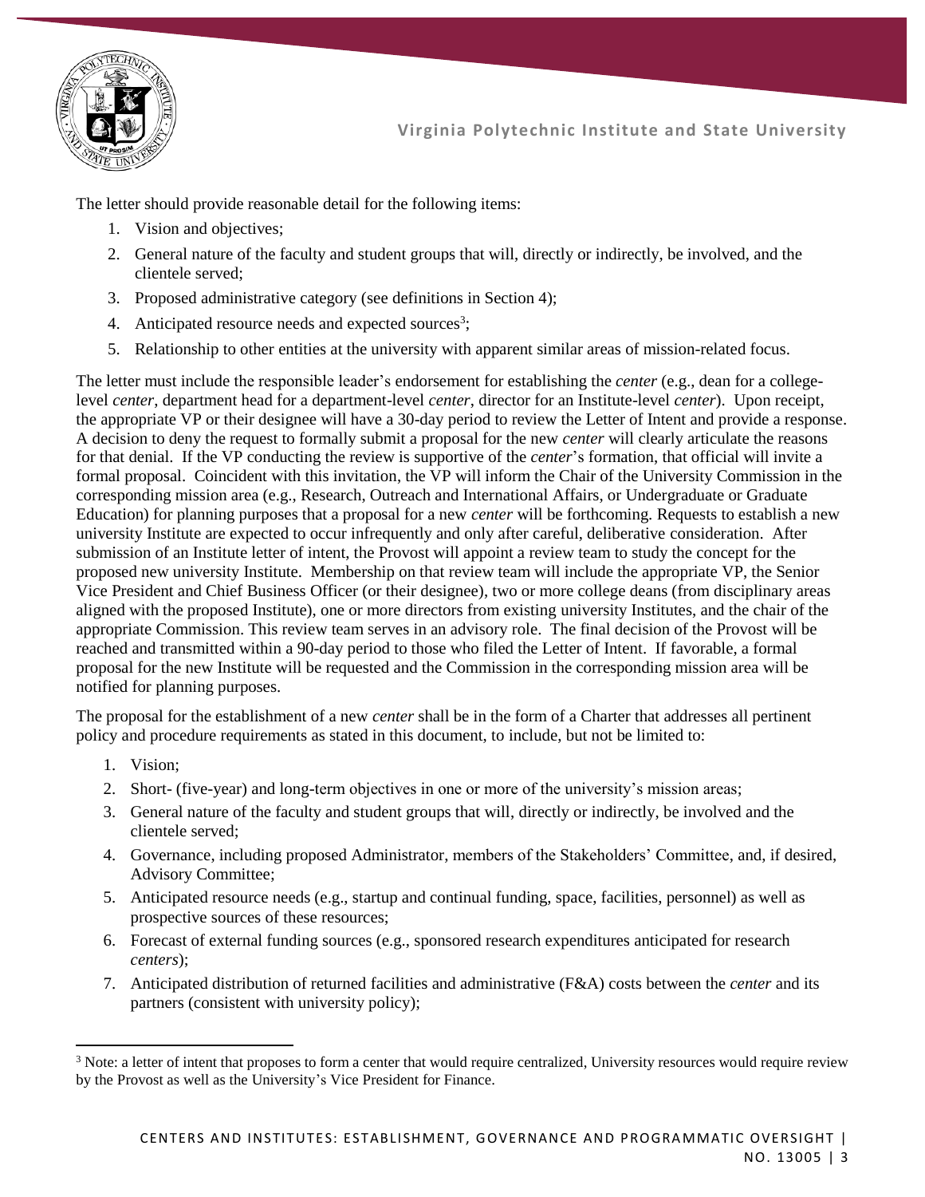The letter should provide reasonable detail for the following items:

1. Vision and objectives;
2. General nature of the faculty and student groups that will, directly or indirectly, be involved, and the clientele served;
3. Proposed administrative category (see definitions in Section 4);
4. Anticipated resource needs and expected sources[3];
5. Relationship to other entities at the university with apparent similar areas of mission-related focus.

The letter must include the responsible leader's endorsement for establishing the *center* (e.g., dean for a college-level *center*, department head for a department-level *center*, director for an Institute-level *center*). Upon receipt, the appropriate VP or their designee will have a 30-day period to review the Letter of Intent and provide a response. A decision to deny the request to formally submit a proposal for the new *center* will clearly articulate the reasons for that denial. If the VP conducting the review is supportive of the *center*'s formation, that official will invite a formal proposal. Coincident with this invitation, the VP will inform the Chair of the University Commission in the corresponding mission area (e.g., Research, Outreach and International Affairs, or Undergraduate or Graduate Education) for planning purposes that a proposal for a new *center* will be forthcoming. Requests to establish a new university Institute are expected to occur infrequently and only after careful, deliberative consideration. After submission of an Institute letter of intent, the Provost will appoint a review team to study the concept for the proposed new university Institute. Membership on that review team will include the appropriate VP, the Senior Vice President and Chief Business Officer (or their designee), two or more college deans (from disciplinary areas aligned with the proposed Institute), one or more directors from existing university Institutes, and the chair of the appropriate Commission. This review team serves in an advisory role. The final decision of the Provost will be reached and transmitted within a 90-day period to those who filed the Letter of Intent. If favorable, a formal proposal for the new Institute will be requested and the Commission in the corresponding mission area will be notified for planning purposes.

The proposal for the establishment of a new *center* shall be in the form of a Charter that addresses all pertinent policy and procedure requirements as stated in this document, to include, but not be limited to:

1. Vision;
2. Short- (five-year) and long-term objectives in one or more of the university's mission areas;
3. General nature of the faculty and student groups that will, directly or indirectly, be involved and the clientele served;
4. Governance, including proposed Administrator, members of the Stakeholders' Committee, and, if desired, Advisory Committee;
5. Anticipated resource needs (e.g., startup and continual funding, space, facilities, personnel) as well as prospective sources of these resources;
6. Forecast of external funding sources (e.g., sponsored research expenditures anticipated for research *centers*);
7. Anticipated distribution of returned facilities and administrative (F&A) costs between the *center* and its partners (consistent with university policy);

[3] Note: a letter of intent that proposes to form a center that would require centralized, University resources would require review by the Provost as well as the University's Vice President for Finance.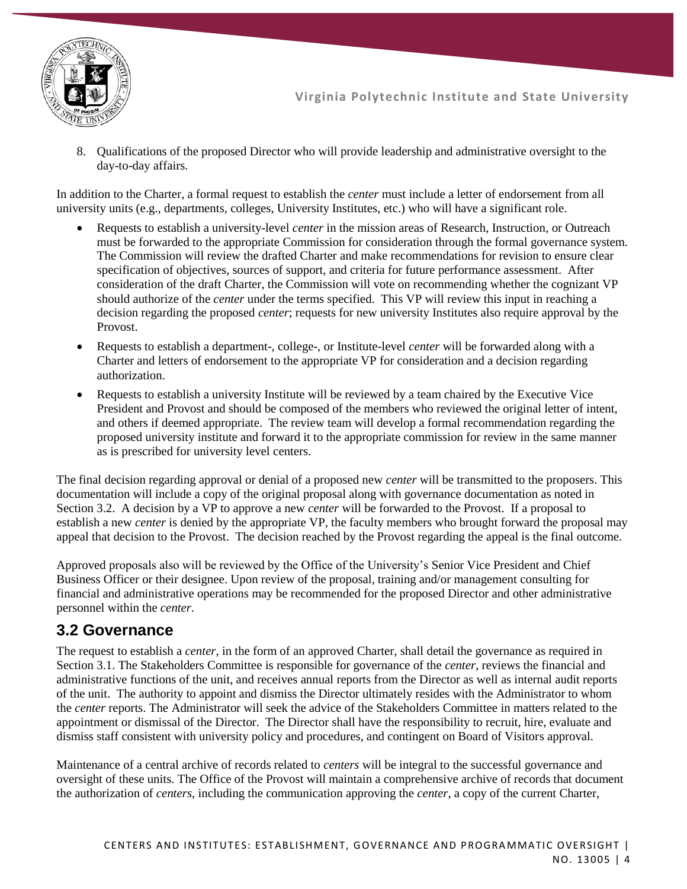8. Qualifications of the proposed Director who will provide leadership and administrative oversight to the day-to-day affairs.

In addition to the Charter, a formal request to establish the *center* must include a letter of endorsement from all university units (e.g., departments, colleges, University Institutes, etc.) who will have a significant role.

- Requests to establish a university-level *center* in the mission areas of Research, Instruction, or Outreach must be forwarded to the appropriate Commission for consideration through the formal governance system. The Commission will review the drafted Charter and make recommendations for revision to ensure clear specification of objectives, sources of support, and criteria for future performance assessment. After consideration of the draft Charter, the Commission will vote on recommending whether the cognizant VP should authorize of the *center* under the terms specified. This VP will review this input in reaching a decision regarding the proposed *center*; requests for new university Institutes also require approval by the Provost.
- Requests to establish a department-, college-, or Institute-level *center* will be forwarded along with a Charter and letters of endorsement to the appropriate VP for consideration and a decision regarding authorization.
- Requests to establish a university Institute will be reviewed by a team chaired by the Executive Vice President and Provost and should be composed of the members who reviewed the original letter of intent, and others if deemed appropriate. The review team will develop a formal recommendation regarding the proposed university institute and forward it to the appropriate commission for review in the same manner as is prescribed for university level centers.

The final decision regarding approval or denial of a proposed new *center* will be transmitted to the proposers. This documentation will include a copy of the original proposal along with governance documentation as noted in Section 3.2. A decision by a VP to approve a new *center* will be forwarded to the Provost. If a proposal to establish a new *center* is denied by the appropriate VP, the faculty members who brought forward the proposal may appeal that decision to the Provost. The decision reached by the Provost regarding the appeal is the final outcome.

Approved proposals also will be reviewed by the Office of the University's Senior Vice President and Chief Business Officer or their designee. Upon review of the proposal, training and/or management consulting for financial and administrative operations may be recommended for the proposed Director and other administrative personnel within the *center*.

## 3.2 Governance

The request to establish a *center*, in the form of an approved Charter, shall detail the governance as required in Section 3.1. The Stakeholders Committee is responsible for governance of the *center*, reviews the financial and administrative functions of the unit, and receives annual reports from the Director as well as internal audit reports of the unit. The authority to appoint and dismiss the Director ultimately resides with the Administrator to whom the *center* reports. The Administrator will seek the advice of the Stakeholders Committee in matters related to the appointment or dismissal of the Director. The Director shall have the responsibility to recruit, hire, evaluate and dismiss staff consistent with university policy and procedures, and contingent on Board of Visitors approval.

Maintenance of a central archive of records related to *centers* will be integral to the successful governance and oversight of these units. The Office of the Provost will maintain a comprehensive archive of records that document the authorization of *centers*, including the communication approving the *center*, a copy of the current Charter,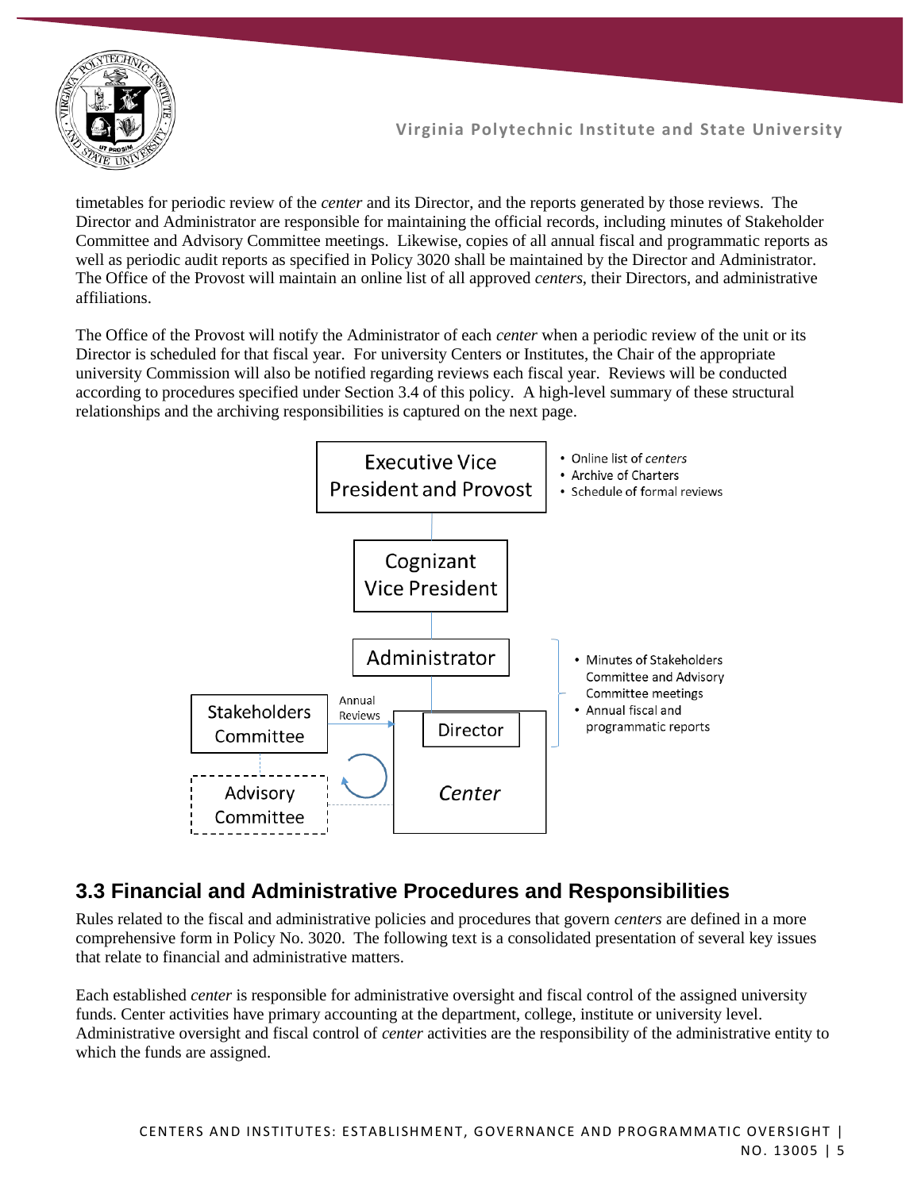timetables for periodic review of the *center* and its Director, and the reports generated by those reviews. The Director and Administrator are responsible for maintaining the official records, including minutes of Stakeholder Committee and Advisory Committee meetings. Likewise, copies of all annual fiscal and programmatic reports as well as periodic audit reports as specified in Policy 3020 shall be maintained by the Director and Administrator. The Office of the Provost will maintain an online list of all approved *centers*, their Directors, and administrative affiliations.

The Office of the Provost will notify the Administrator of each *center* when a periodic review of the unit or its Director is scheduled for that fiscal year. For university Centers or Institutes, the Chair of the appropriate university Commission will also be notified regarding reviews each fiscal year. Reviews will be conducted according to procedures specified under Section 3.4 of this policy. A high-level summary of these structural relationships and the archiving responsibilities is captured on the next page.

Executive Vice President and Provost

- Online list of *centers*
- Archive of Charters
- Schedule of formal reviews

Cognizant Vice President

Administrator

- Minutes of Stakeholders Committee and Advisory Committee meetings
- Annual fiscal and programmatic reports

Stakeholders Committee — Annual Reviews → Director

Advisory Committee

*Center*

## 3.3 Financial and Administrative Procedures and Responsibilities

Rules related to the fiscal and administrative policies and procedures that govern *centers* are defined in a more comprehensive form in Policy No. 3020. The following text is a consolidated presentation of several key issues that relate to financial and administrative matters.

Each established *center* is responsible for administrative oversight and fiscal control of the assigned university funds. Center activities have primary accounting at the department, college, institute or university level. Administrative oversight and fiscal control of *center* activities are the responsibility of the administrative entity to which the funds are assigned.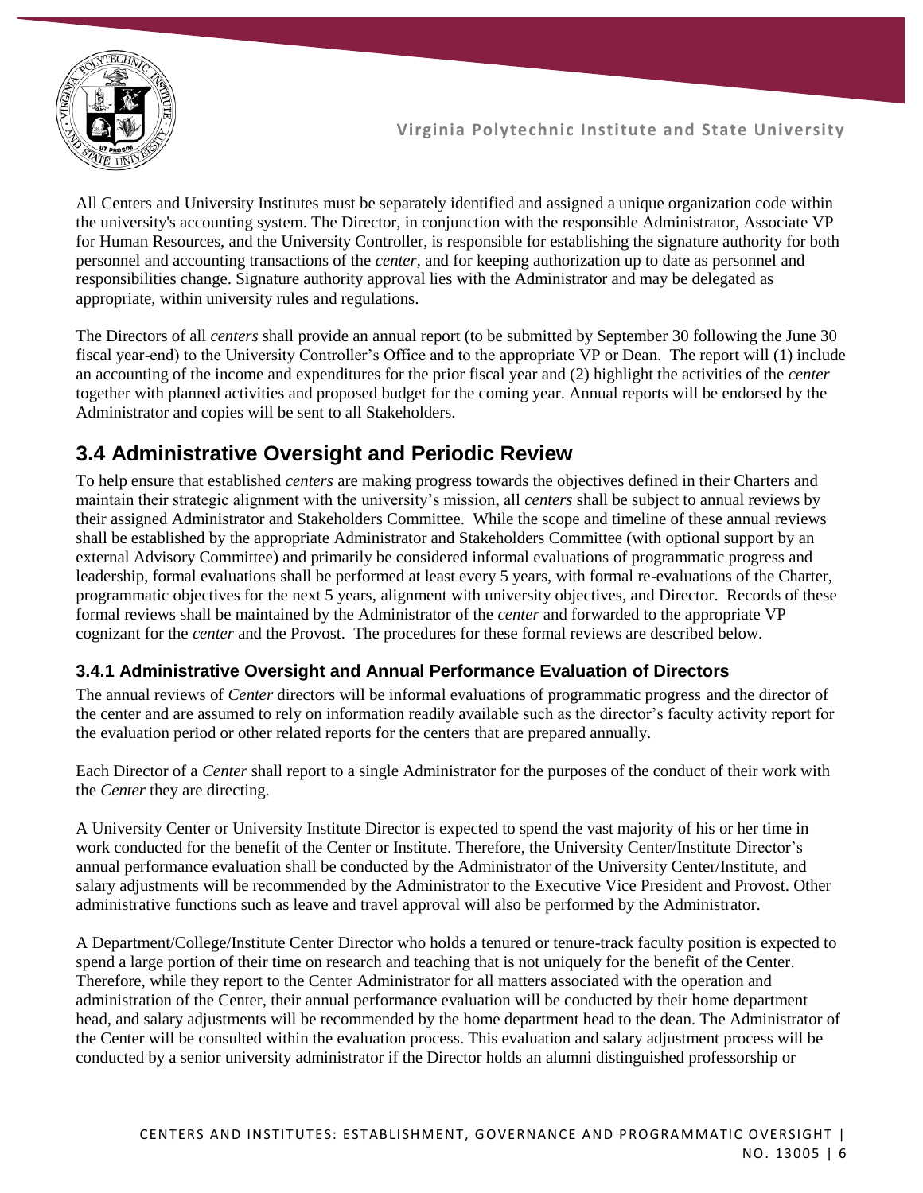All Centers and University Institutes must be separately identified and assigned a unique organization code within the university's accounting system. The Director, in conjunction with the responsible Administrator, Associate VP for Human Resources, and the University Controller, is responsible for establishing the signature authority for both personnel and accounting transactions of the *center*, and for keeping authorization up to date as personnel and responsibilities change. Signature authority approval lies with the Administrator and may be delegated as appropriate, within university rules and regulations.

The Directors of all *centers* shall provide an annual report (to be submitted by September 30 following the June 30 fiscal year-end) to the University Controller's Office and to the appropriate VP or Dean. The report will (1) include an accounting of the income and expenditures for the prior fiscal year and (2) highlight the activities of the *center* together with planned activities and proposed budget for the coming year. Annual reports will be endorsed by the Administrator and copies will be sent to all Stakeholders.

## 3.4 Administrative Oversight and Periodic Review

To help ensure that established *centers* are making progress towards the objectives defined in their Charters and maintain their strategic alignment with the university's mission, all *centers* shall be subject to annual reviews by their assigned Administrator and Stakeholders Committee. While the scope and timeline of these annual reviews shall be established by the appropriate Administrator and Stakeholders Committee (with optional support by an external Advisory Committee) and primarily be considered informal evaluations of programmatic progress and leadership, formal evaluations shall be performed at least every 5 years, with formal re-evaluations of the Charter, programmatic objectives for the next 5 years, alignment with university objectives, and Director. Records of these formal reviews shall be maintained by the Administrator of the *center* and forwarded to the appropriate VP cognizant for the *center* and the Provost. The procedures for these formal reviews are described below.

### 3.4.1 Administrative Oversight and Annual Performance Evaluation of Directors

The annual reviews of *Center* directors will be informal evaluations of programmatic progress and the director of the center and are assumed to rely on information readily available such as the director's faculty activity report for the evaluation period or other related reports for the centers that are prepared annually.

Each Director of a *Center* shall report to a single Administrator for the purposes of the conduct of their work with the *Center* they are directing.

A University Center or University Institute Director is expected to spend the vast majority of his or her time in work conducted for the benefit of the Center or Institute. Therefore, the University Center/Institute Director's annual performance evaluation shall be conducted by the Administrator of the University Center/Institute, and salary adjustments will be recommended by the Administrator to the Executive Vice President and Provost. Other administrative functions such as leave and travel approval will also be performed by the Administrator.

A Department/College/Institute Center Director who holds a tenured or tenure-track faculty position is expected to spend a large portion of their time on research and teaching that is not uniquely for the benefit of the Center. Therefore, while they report to the Center Administrator for all matters associated with the operation and administration of the Center, their annual performance evaluation will be conducted by their home department head, and salary adjustments will be recommended by the home department head to the dean. The Administrator of the Center will be consulted within the evaluation process. This evaluation and salary adjustment process will be conducted by a senior university administrator if the Director holds an alumni distinguished professorship or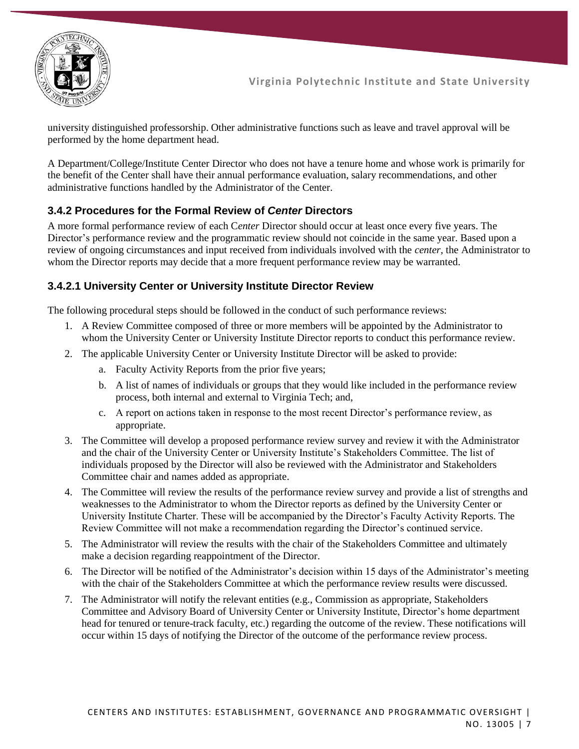university distinguished professorship. Other administrative functions such as leave and travel approval will be performed by the home department head.

A Department/College/Institute Center Director who does not have a tenure home and whose work is primarily for the benefit of the Center shall have their annual performance evaluation, salary recommendations, and other administrative functions handled by the Administrator of the Center.

### 3.4.2 Procedures for the Formal Review of *Center* Directors

A more formal performance review of each C*enter* Director should occur at least once every five years. The Director's performance review and the programmatic review should not coincide in the same year. Based upon a review of ongoing circumstances and input received from individuals involved with the *center*, the Administrator to whom the Director reports may decide that a more frequent performance review may be warranted.

### 3.4.2.1 University Center or University Institute Director Review

The following procedural steps should be followed in the conduct of such performance reviews:

1. A Review Committee composed of three or more members will be appointed by the Administrator to whom the University Center or University Institute Director reports to conduct this performance review.
2. The applicable University Center or University Institute Director will be asked to provide:
   a. Faculty Activity Reports from the prior five years;
   b. A list of names of individuals or groups that they would like included in the performance review process, both internal and external to Virginia Tech; and,
   c. A report on actions taken in response to the most recent Director's performance review, as appropriate.
3. The Committee will develop a proposed performance review survey and review it with the Administrator and the chair of the University Center or University Institute's Stakeholders Committee. The list of individuals proposed by the Director will also be reviewed with the Administrator and Stakeholders Committee chair and names added as appropriate.
4. The Committee will review the results of the performance review survey and provide a list of strengths and weaknesses to the Administrator to whom the Director reports as defined by the University Center or University Institute Charter. These will be accompanied by the Director's Faculty Activity Reports. The Review Committee will not make a recommendation regarding the Director's continued service.
5. The Administrator will review the results with the chair of the Stakeholders Committee and ultimately make a decision regarding reappointment of the Director.
6. The Director will be notified of the Administrator's decision within 15 days of the Administrator's meeting with the chair of the Stakeholders Committee at which the performance review results were discussed.
7. The Administrator will notify the relevant entities (e.g., Commission as appropriate, Stakeholders Committee and Advisory Board of University Center or University Institute, Director's home department head for tenured or tenure-track faculty, etc.) regarding the outcome of the review. These notifications will occur within 15 days of notifying the Director of the outcome of the performance review process.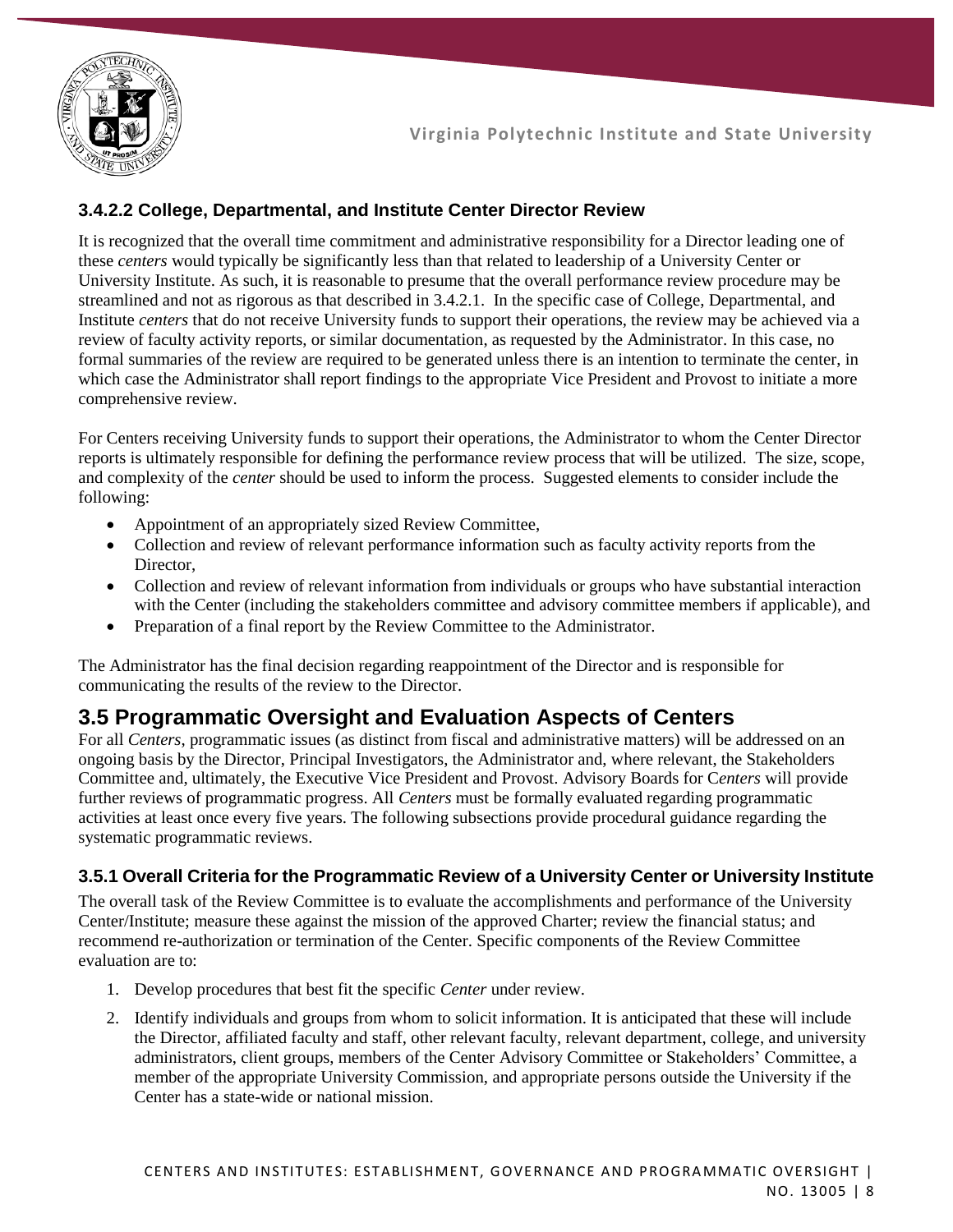### 3.4.2.2 College, Departmental, and Institute Center Director Review

It is recognized that the overall time commitment and administrative responsibility for a Director leading one of these *centers* would typically be significantly less than that related to leadership of a University Center or University Institute. As such, it is reasonable to presume that the overall performance review procedure may be streamlined and not as rigorous as that described in 3.4.2.1. In the specific case of College, Departmental, and Institute *centers* that do not receive University funds to support their operations, the review may be achieved via a review of faculty activity reports, or similar documentation, as requested by the Administrator. In this case, no formal summaries of the review are required to be generated unless there is an intention to terminate the center, in which case the Administrator shall report findings to the appropriate Vice President and Provost to initiate a more comprehensive review.

For Centers receiving University funds to support their operations, the Administrator to whom the Center Director reports is ultimately responsible for defining the performance review process that will be utilized. The size, scope, and complexity of the *center* should be used to inform the process. Suggested elements to consider include the following:

- Appointment of an appropriately sized Review Committee,
- Collection and review of relevant performance information such as faculty activity reports from the Director,
- Collection and review of relevant information from individuals or groups who have substantial interaction with the Center (including the stakeholders committee and advisory committee members if applicable), and
- Preparation of a final report by the Review Committee to the Administrator.

The Administrator has the final decision regarding reappointment of the Director and is responsible for communicating the results of the review to the Director.

## 3.5 Programmatic Oversight and Evaluation Aspects of Centers

For all *Centers*, programmatic issues (as distinct from fiscal and administrative matters) will be addressed on an ongoing basis by the Director, Principal Investigators, the Administrator and, where relevant, the Stakeholders Committee and, ultimately, the Executive Vice President and Provost. Advisory Boards for C*enters* will provide further reviews of programmatic progress. All *Centers* must be formally evaluated regarding programmatic activities at least once every five years. The following subsections provide procedural guidance regarding the systematic programmatic reviews.

### 3.5.1 Overall Criteria for the Programmatic Review of a University Center or University Institute

The overall task of the Review Committee is to evaluate the accomplishments and performance of the University Center/Institute; measure these against the mission of the approved Charter; review the financial status; and recommend re-authorization or termination of the Center. Specific components of the Review Committee evaluation are to:

1. Develop procedures that best fit the specific *Center* under review.
2. Identify individuals and groups from whom to solicit information. It is anticipated that these will include the Director, affiliated faculty and staff, other relevant faculty, relevant department, college, and university administrators, client groups, members of the Center Advisory Committee or Stakeholders' Committee, a member of the appropriate University Commission, and appropriate persons outside the University if the Center has a state-wide or national mission.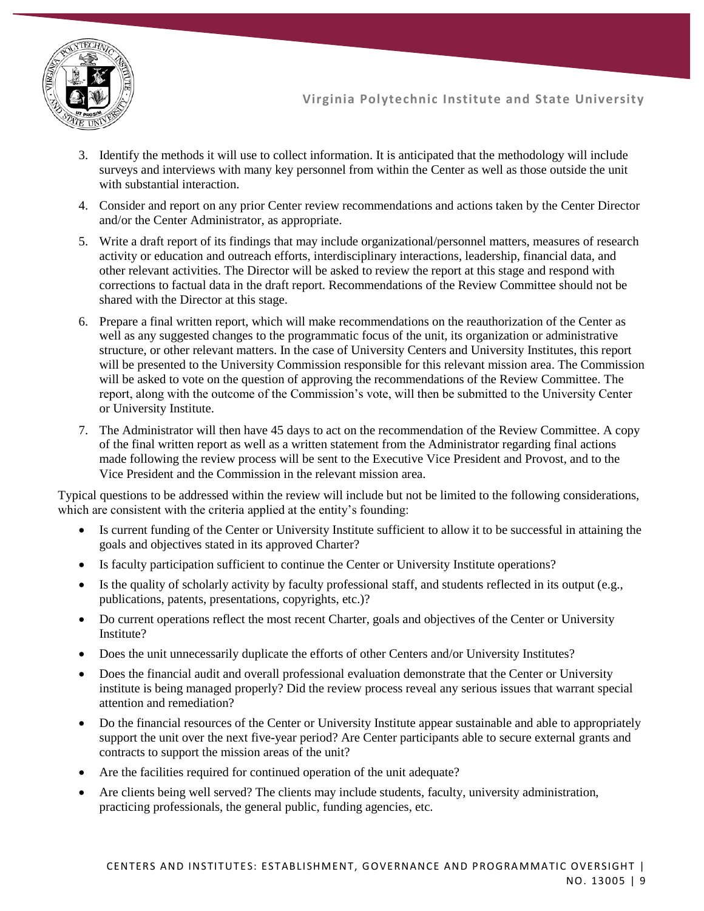3. Identify the methods it will use to collect information. It is anticipated that the methodology will include surveys and interviews with many key personnel from within the Center as well as those outside the unit with substantial interaction.
4. Consider and report on any prior Center review recommendations and actions taken by the Center Director and/or the Center Administrator, as appropriate.
5. Write a draft report of its findings that may include organizational/personnel matters, measures of research activity or education and outreach efforts, interdisciplinary interactions, leadership, financial data, and other relevant activities. The Director will be asked to review the report at this stage and respond with corrections to factual data in the draft report. Recommendations of the Review Committee should not be shared with the Director at this stage.
6. Prepare a final written report, which will make recommendations on the reauthorization of the Center as well as any suggested changes to the programmatic focus of the unit, its organization or administrative structure, or other relevant matters. In the case of University Centers and University Institutes, this report will be presented to the University Commission responsible for this relevant mission area. The Commission will be asked to vote on the question of approving the recommendations of the Review Committee. The report, along with the outcome of the Commission's vote, will then be submitted to the University Center or University Institute.
7. The Administrator will then have 45 days to act on the recommendation of the Review Committee. A copy of the final written report as well as a written statement from the Administrator regarding final actions made following the review process will be sent to the Executive Vice President and Provost, and to the Vice President and the Commission in the relevant mission area.

Typical questions to be addressed within the review will include but not be limited to the following considerations, which are consistent with the criteria applied at the entity's founding:

- Is current funding of the Center or University Institute sufficient to allow it to be successful in attaining the goals and objectives stated in its approved Charter?
- Is faculty participation sufficient to continue the Center or University Institute operations?
- Is the quality of scholarly activity by faculty professional staff, and students reflected in its output (e.g., publications, patents, presentations, copyrights, etc.)?
- Do current operations reflect the most recent Charter, goals and objectives of the Center or University Institute?
- Does the unit unnecessarily duplicate the efforts of other Centers and/or University Institutes?
- Does the financial audit and overall professional evaluation demonstrate that the Center or University institute is being managed properly? Did the review process reveal any serious issues that warrant special attention and remediation?
- Do the financial resources of the Center or University Institute appear sustainable and able to appropriately support the unit over the next five-year period? Are Center participants able to secure external grants and contracts to support the mission areas of the unit?
- Are the facilities required for continued operation of the unit adequate?
- Are clients being well served? The clients may include students, faculty, university administration, practicing professionals, the general public, funding agencies, etc.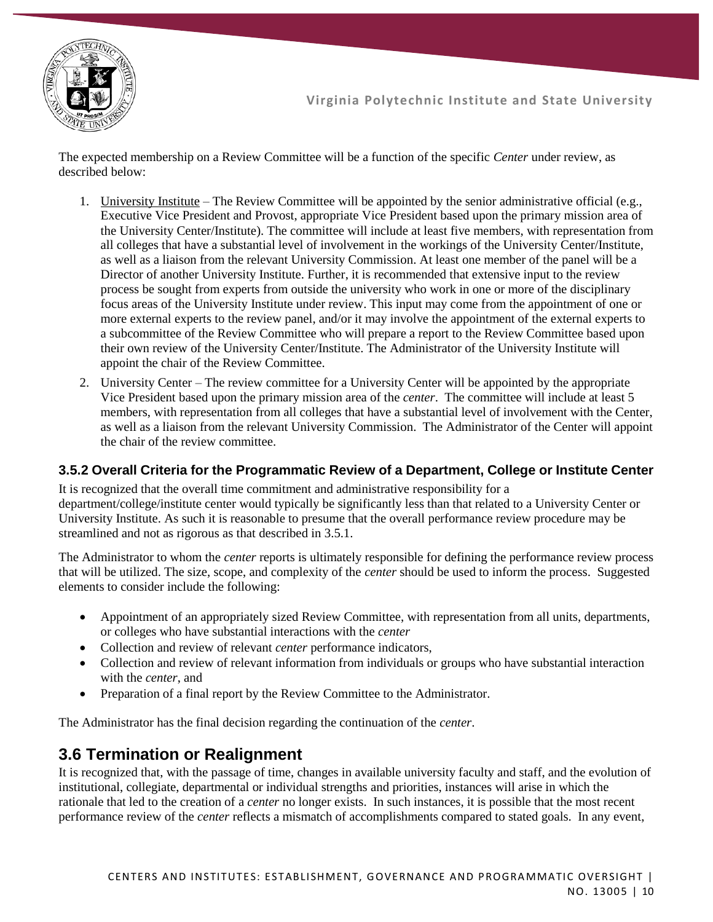The expected membership on a Review Committee will be a function of the specific *Center* under review, as described below:

1. University Institute – The Review Committee will be appointed by the senior administrative official (e.g., Executive Vice President and Provost, appropriate Vice President based upon the primary mission area of the University Center/Institute). The committee will include at least five members, with representation from all colleges that have a substantial level of involvement in the workings of the University Center/Institute, as well as a liaison from the relevant University Commission. At least one member of the panel will be a Director of another University Institute. Further, it is recommended that extensive input to the review process be sought from experts from outside the university who work in one or more of the disciplinary focus areas of the University Institute under review. This input may come from the appointment of one or more external experts to the review panel, and/or it may involve the appointment of the external experts to a subcommittee of the Review Committee who will prepare a report to the Review Committee based upon their own review of the University Center/Institute. The Administrator of the University Institute will appoint the chair of the Review Committee.
2. University Center – The review committee for a University Center will be appointed by the appropriate Vice President based upon the primary mission area of the *center*. The committee will include at least 5 members, with representation from all colleges that have a substantial level of involvement with the Center, as well as a liaison from the relevant University Commission. The Administrator of the Center will appoint the chair of the review committee.

### 3.5.2 Overall Criteria for the Programmatic Review of a Department, College or Institute Center

It is recognized that the overall time commitment and administrative responsibility for a department/college/institute center would typically be significantly less than that related to a University Center or University Institute. As such it is reasonable to presume that the overall performance review procedure may be streamlined and not as rigorous as that described in 3.5.1.

The Administrator to whom the *center* reports is ultimately responsible for defining the performance review process that will be utilized. The size, scope, and complexity of the *center* should be used to inform the process. Suggested elements to consider include the following:

- Appointment of an appropriately sized Review Committee, with representation from all units, departments, or colleges who have substantial interactions with the *center*
- Collection and review of relevant *center* performance indicators,
- Collection and review of relevant information from individuals or groups who have substantial interaction with the *center*, and
- Preparation of a final report by the Review Committee to the Administrator.

The Administrator has the final decision regarding the continuation of the *center*.

## 3.6 Termination or Realignment

It is recognized that, with the passage of time, changes in available university faculty and staff, and the evolution of institutional, collegiate, departmental or individual strengths and priorities, instances will arise in which the rationale that led to the creation of a *center* no longer exists. In such instances, it is possible that the most recent performance review of the *center* reflects a mismatch of accomplishments compared to stated goals. In any event,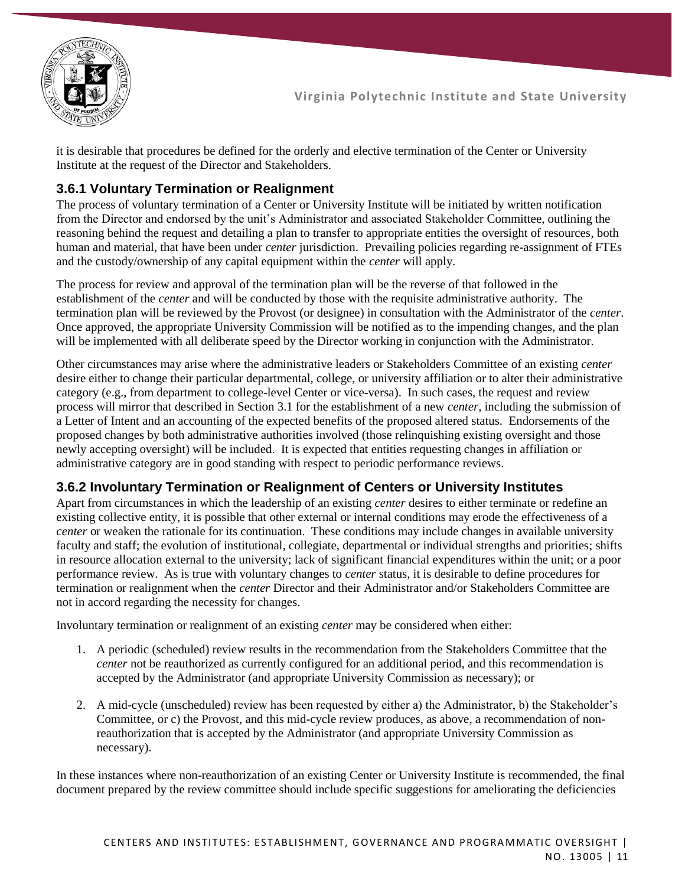it is desirable that procedures be defined for the orderly and elective termination of the Center or University Institute at the request of the Director and Stakeholders.

### 3.6.1 Voluntary Termination or Realignment

The process of voluntary termination of a Center or University Institute will be initiated by written notification from the Director and endorsed by the unit's Administrator and associated Stakeholder Committee, outlining the reasoning behind the request and detailing a plan to transfer to appropriate entities the oversight of resources, both human and material, that have been under *center* jurisdiction. Prevailing policies regarding re-assignment of FTEs and the custody/ownership of any capital equipment within the *center* will apply.

The process for review and approval of the termination plan will be the reverse of that followed in the establishment of the *center* and will be conducted by those with the requisite administrative authority. The termination plan will be reviewed by the Provost (or designee) in consultation with the Administrator of the *center*. Once approved, the appropriate University Commission will be notified as to the impending changes, and the plan will be implemented with all deliberate speed by the Director working in conjunction with the Administrator.

Other circumstances may arise where the administrative leaders or Stakeholders Committee of an existing *center* desire either to change their particular departmental, college, or university affiliation or to alter their administrative category (e.g., from department to college-level Center or vice-versa). In such cases, the request and review process will mirror that described in Section 3.1 for the establishment of a new *center*, including the submission of a Letter of Intent and an accounting of the expected benefits of the proposed altered status. Endorsements of the proposed changes by both administrative authorities involved (those relinquishing existing oversight and those newly accepting oversight) will be included. It is expected that entities requesting changes in affiliation or administrative category are in good standing with respect to periodic performance reviews.

### 3.6.2 Involuntary Termination or Realignment of Centers or University Institutes

Apart from circumstances in which the leadership of an existing *center* desires to either terminate or redefine an existing collective entity, it is possible that other external or internal conditions may erode the effectiveness of a *center* or weaken the rationale for its continuation. These conditions may include changes in available university faculty and staff; the evolution of institutional, collegiate, departmental or individual strengths and priorities; shifts in resource allocation external to the university; lack of significant financial expenditures within the unit; or a poor performance review. As is true with voluntary changes to *center* status, it is desirable to define procedures for termination or realignment when the *center* Director and their Administrator and/or Stakeholders Committee are not in accord regarding the necessity for changes.

Involuntary termination or realignment of an existing *center* may be considered when either:

1. A periodic (scheduled) review results in the recommendation from the Stakeholders Committee that the *center* not be reauthorized as currently configured for an additional period, and this recommendation is accepted by the Administrator (and appropriate University Commission as necessary); or

2. A mid-cycle (unscheduled) review has been requested by either a) the Administrator, b) the Stakeholder's Committee, or c) the Provost, and this mid-cycle review produces, as above, a recommendation of non-reauthorization that is accepted by the Administrator (and appropriate University Commission as necessary).

In these instances where non-reauthorization of an existing Center or University Institute is recommended, the final document prepared by the review committee should include specific suggestions for ameliorating the deficiencies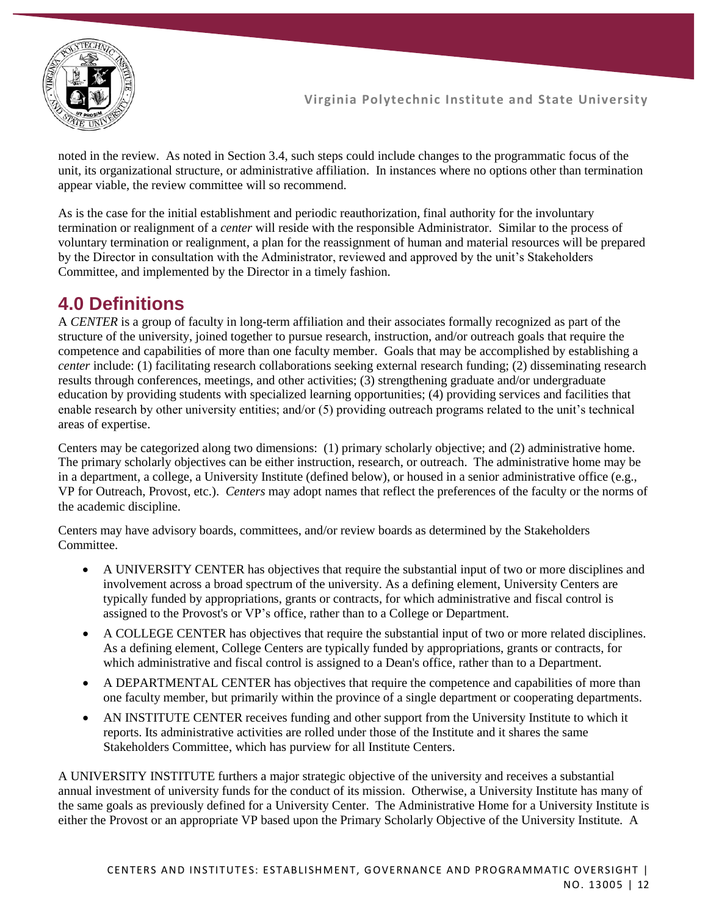noted in the review. As noted in Section 3.4, such steps could include changes to the programmatic focus of the unit, its organizational structure, or administrative affiliation. In instances where no options other than termination appear viable, the review committee will so recommend.

As is the case for the initial establishment and periodic reauthorization, final authority for the involuntary termination or realignment of a *center* will reside with the responsible Administrator. Similar to the process of voluntary termination or realignment, a plan for the reassignment of human and material resources will be prepared by the Director in consultation with the Administrator, reviewed and approved by the unit's Stakeholders Committee, and implemented by the Director in a timely fashion.

## 4.0 Definitions

A *CENTER* is a group of faculty in long-term affiliation and their associates formally recognized as part of the structure of the university, joined together to pursue research, instruction, and/or outreach goals that require the competence and capabilities of more than one faculty member. Goals that may be accomplished by establishing a *center* include: (1) facilitating research collaborations seeking external research funding; (2) disseminating research results through conferences, meetings, and other activities; (3) strengthening graduate and/or undergraduate education by providing students with specialized learning opportunities; (4) providing services and facilities that enable research by other university entities; and/or (5) providing outreach programs related to the unit's technical areas of expertise.

Centers may be categorized along two dimensions: (1) primary scholarly objective; and (2) administrative home. The primary scholarly objectives can be either instruction, research, or outreach. The administrative home may be in a department, a college, a University Institute (defined below), or housed in a senior administrative office (e.g., VP for Outreach, Provost, etc.). *Centers* may adopt names that reflect the preferences of the faculty or the norms of the academic discipline.

Centers may have advisory boards, committees, and/or review boards as determined by the Stakeholders Committee.

- A UNIVERSITY CENTER has objectives that require the substantial input of two or more disciplines and involvement across a broad spectrum of the university. As a defining element, University Centers are typically funded by appropriations, grants or contracts, for which administrative and fiscal control is assigned to the Provost's or VP's office, rather than to a College or Department.
- A COLLEGE CENTER has objectives that require the substantial input of two or more related disciplines. As a defining element, College Centers are typically funded by appropriations, grants or contracts, for which administrative and fiscal control is assigned to a Dean's office, rather than to a Department.
- A DEPARTMENTAL CENTER has objectives that require the competence and capabilities of more than one faculty member, but primarily within the province of a single department or cooperating departments.
- AN INSTITUTE CENTER receives funding and other support from the University Institute to which it reports. Its administrative activities are rolled under those of the Institute and it shares the same Stakeholders Committee, which has purview for all Institute Centers.

A UNIVERSITY INSTITUTE furthers a major strategic objective of the university and receives a substantial annual investment of university funds for the conduct of its mission. Otherwise, a University Institute has many of the same goals as previously defined for a University Center. The Administrative Home for a University Institute is either the Provost or an appropriate VP based upon the Primary Scholarly Objective of the University Institute. A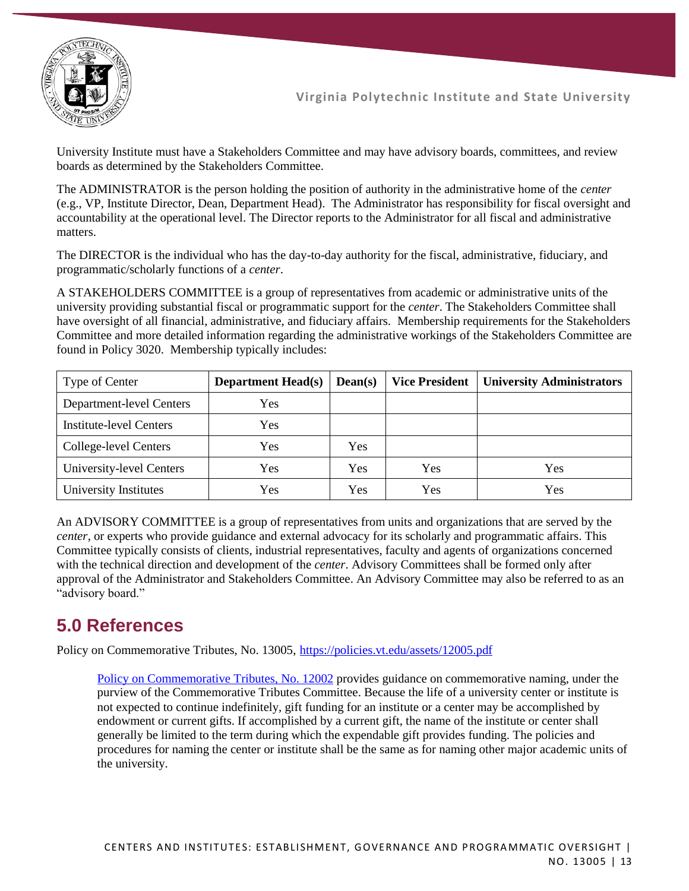University Institute must have a Stakeholders Committee and may have advisory boards, committees, and review boards as determined by the Stakeholders Committee.

The ADMINISTRATOR is the person holding the position of authority in the administrative home of the *center* (e.g., VP, Institute Director, Dean, Department Head). The Administrator has responsibility for fiscal oversight and accountability at the operational level. The Director reports to the Administrator for all fiscal and administrative matters.

The DIRECTOR is the individual who has the day-to-day authority for the fiscal, administrative, fiduciary, and programmatic/scholarly functions of a *center*.

A STAKEHOLDERS COMMITTEE is a group of representatives from academic or administrative units of the university providing substantial fiscal or programmatic support for the *center*. The Stakeholders Committee shall have oversight of all financial, administrative, and fiduciary affairs. Membership requirements for the Stakeholders Committee and more detailed information regarding the administrative workings of the Stakeholders Committee are found in Policy 3020. Membership typically includes:

| Type of Center | **Department Head(s)** | **Dean(s)** | **Vice President** | **University Administrators** |
|---|---|---|---|---|
| Department-level Centers | Yes | | | |
| Institute-level Centers | Yes | | | |
| College-level Centers | Yes | Yes | | |
| University-level Centers | Yes | Yes | Yes | Yes |
| University Institutes | Yes | Yes | Yes | Yes |

An ADVISORY COMMITTEE is a group of representatives from units and organizations that are served by the *center*, or experts who provide guidance and external advocacy for its scholarly and programmatic affairs. This Committee typically consists of clients, industrial representatives, faculty and agents of organizations concerned with the technical direction and development of the *center*. Advisory Committees shall be formed only after approval of the Administrator and Stakeholders Committee. An Advisory Committee may also be referred to as an "advisory board."

## 5.0 References

Policy on Commemorative Tributes, No. 13005, [https://policies.vt.edu/assets/12005.pdf](https://policies.vt.edu/assets/12005.pdf)

> [Policy on Commemorative Tributes, No. 12002](https://policies.vt.edu/assets/12005.pdf) provides guidance on commemorative naming, under the purview of the Commemorative Tributes Committee. Because the life of a university center or institute is not expected to continue indefinitely, gift funding for an institute or a center may be accomplished by endowment or current gifts. If accomplished by a current gift, the name of the institute or center shall generally be limited to the term during which the expendable gift provides funding. The policies and procedures for naming the center or institute shall be the same as for naming other major academic units of the university.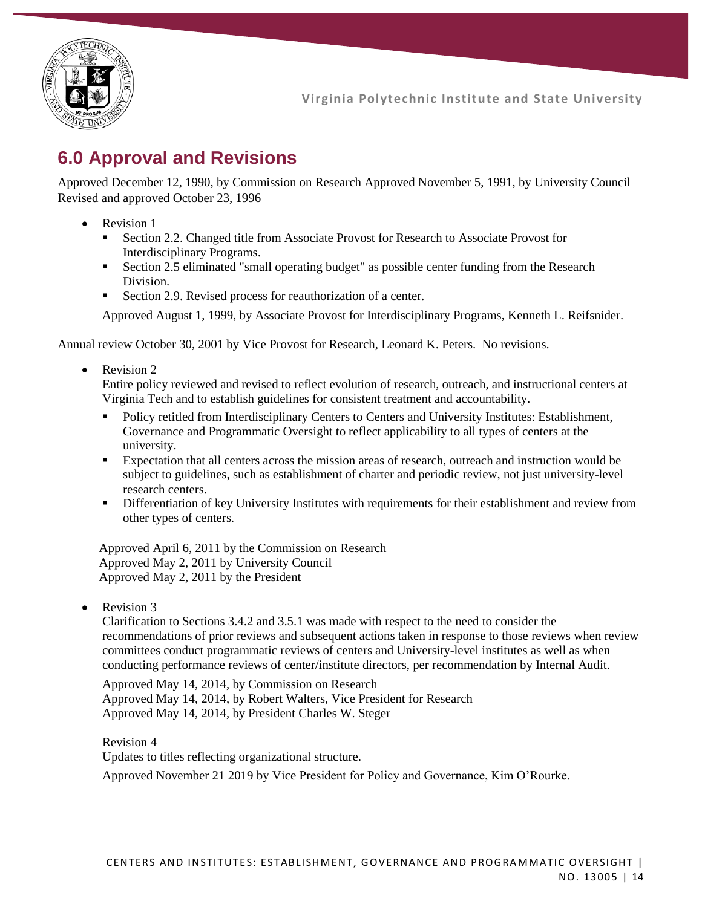## 6.0 Approval and Revisions

Approved December 12, 1990, by Commission on Research Approved November 5, 1991, by University Council Revised and approved October 23, 1996

- Revision 1
  - Section 2.2. Changed title from Associate Provost for Research to Associate Provost for Interdisciplinary Programs.
  - Section 2.5 eliminated "small operating budget" as possible center funding from the Research Division.
  - Section 2.9. Revised process for reauthorization of a center.

  Approved August 1, 1999, by Associate Provost for Interdisciplinary Programs, Kenneth L. Reifsnider.

Annual review October 30, 2001 by Vice Provost for Research, Leonard K. Peters. No revisions.

- Revision 2

  Entire policy reviewed and revised to reflect evolution of research, outreach, and instructional centers at Virginia Tech and to establish guidelines for consistent treatment and accountability.
  - Policy retitled from Interdisciplinary Centers to Centers and University Institutes: Establishment, Governance and Programmatic Oversight to reflect applicability to all types of centers at the university.
  - Expectation that all centers across the mission areas of research, outreach and instruction would be subject to guidelines, such as establishment of charter and periodic review, not just university-level research centers.
  - Differentiation of key University Institutes with requirements for their establishment and review from other types of centers.

  Approved April 6, 2011 by the Commission on Research
  Approved May 2, 2011 by University Council
  Approved May 2, 2011 by the President

- Revision 3

  Clarification to Sections 3.4.2 and 3.5.1 was made with respect to the need to consider the recommendations of prior reviews and subsequent actions taken in response to those reviews when review committees conduct programmatic reviews of centers and University-level institutes as well as when conducting performance reviews of center/institute directors, per recommendation by Internal Audit.

  Approved May 14, 2014, by Commission on Research
  Approved May 14, 2014, by Robert Walters, Vice President for Research
  Approved May 14, 2014, by President Charles W. Steger

  Revision 4

  Updates to titles reflecting organizational structure.

  Approved November 21 2019 by Vice President for Policy and Governance, Kim O'Rourke.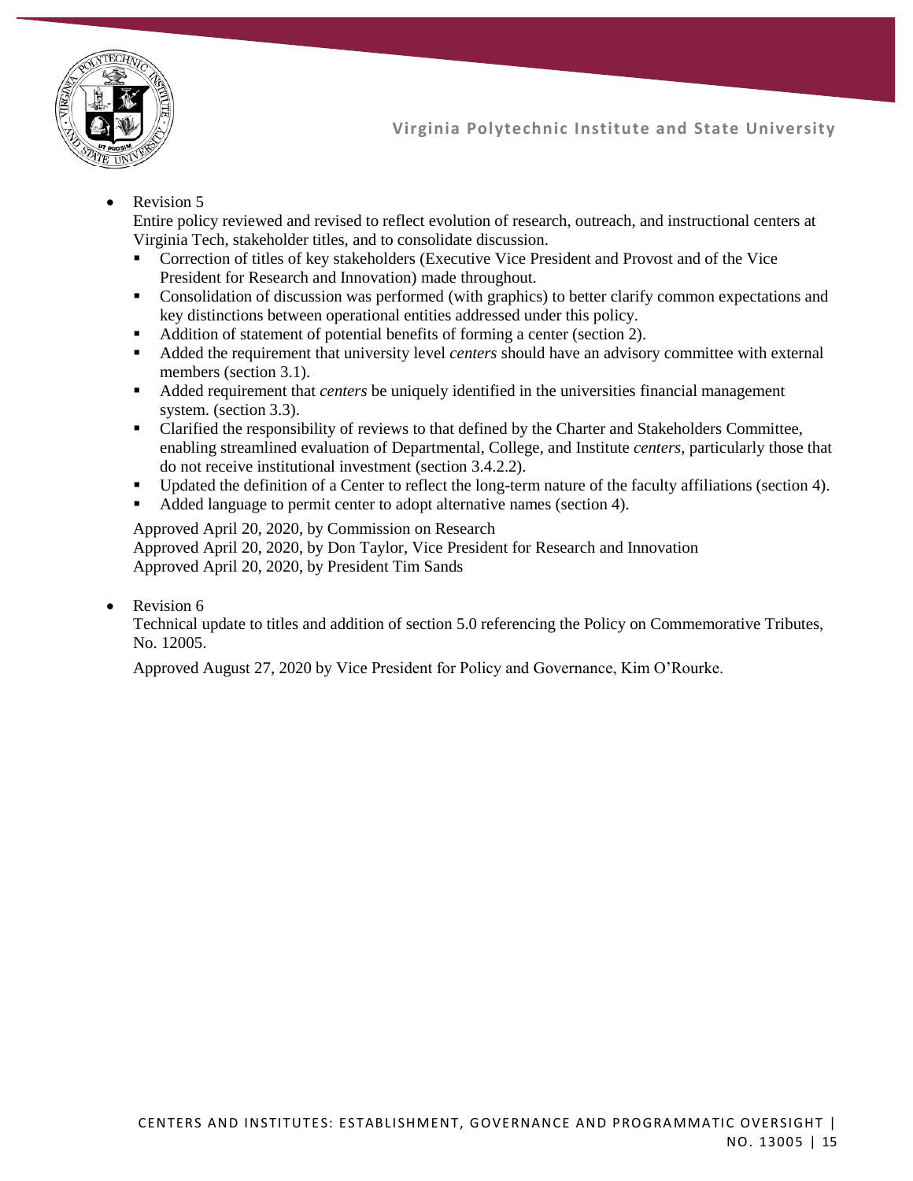- Revision 5
  Entire policy reviewed and revised to reflect evolution of research, outreach, and instructional centers at Virginia Tech, stakeholder titles, and to consolidate discussion.
  - Correction of titles of key stakeholders (Executive Vice President and Provost and of the Vice President for Research and Innovation) made throughout.
  - Consolidation of discussion was performed (with graphics) to better clarify common expectations and key distinctions between operational entities addressed under this policy.
  - Addition of statement of potential benefits of forming a center (section 2).
  - Added the requirement that university level *centers* should have an advisory committee with external members (section 3.1).
  - Added requirement that *centers* be uniquely identified in the universities financial management system. (section 3.3).
  - Clarified the responsibility of reviews to that defined by the Charter and Stakeholders Committee, enabling streamlined evaluation of Departmental, College, and Institute *centers*, particularly those that do not receive institutional investment (section 3.4.2.2).
  - Updated the definition of a Center to reflect the long-term nature of the faculty affiliations (section 4).
  - Added language to permit center to adopt alternative names (section 4).

  Approved April 20, 2020, by Commission on Research
  Approved April 20, 2020, by Don Taylor, Vice President for Research and Innovation
  Approved April 20, 2020, by President Tim Sands

- Revision 6
  Technical update to titles and addition of section 5.0 referencing the Policy on Commemorative Tributes, No. 12005.

  Approved August 27, 2020 by Vice President for Policy and Governance, Kim O'Rourke.